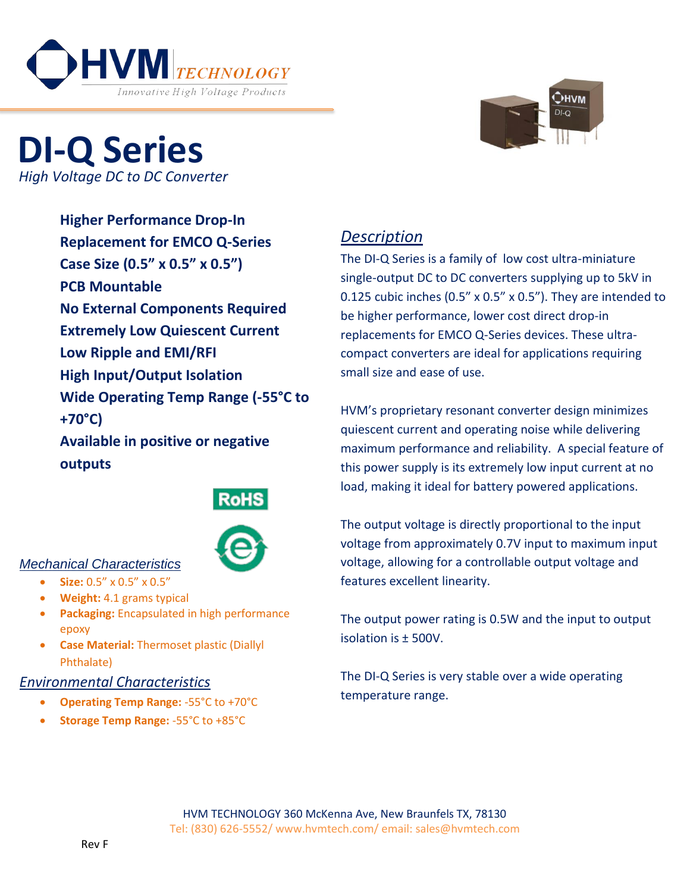# DI-Q Series

*High Voltage DC to DC Converter*

**Higher Performance Drop-In Replacement for EMCO Q-Series**
**Case Size (0.5" x 0.5" x 0.5")**
**PCB Mountable**
**No External Components Required**
**Extremely Low Quiescent Current**
**Low Ripple and EMI/RFI**
**High Input/Output Isolation**
**Wide Operating Temp Range (-55°C to +70°C)**
**Available in positive or negative outputs**

RoHS

## Description

The DI-Q Series is a family of low cost ultra-miniature single-output DC to DC converters supplying up to 5kV in 0.125 cubic inches (0.5" x 0.5" x 0.5"). They are intended to be higher performance, lower cost direct drop-in replacements for EMCO Q-Series devices. These ultra-compact converters are ideal for applications requiring small size and ease of use.

HVM's proprietary resonant converter design minimizes quiescent current and operating noise while delivering maximum performance and reliability. A special feature of this power supply is its extremely low input current at no load, making it ideal for battery powered applications.

The output voltage is directly proportional to the input voltage from approximately 0.7V input to maximum input voltage, allowing for a controllable output voltage and features excellent linearity.

The output power rating is 0.5W and the input to output isolation is ± 500V.

The DI-Q Series is very stable over a wide operating temperature range.

## Mechanical Characteristics

- **Size:** 0.5" x 0.5" x 0.5"
- **Weight:** 4.1 grams typical
- **Packaging:** Encapsulated in high performance epoxy
- **Case Material:** Thermoset plastic (Diallyl Phthalate)

## Environmental Characteristics

- **Operating Temp Range:** -55°C to +70°C
- **Storage Temp Range:** -55°C to +85°C

HVM TECHNOLOGY 360 McKenna Ave, New Braunfels TX, 78130
Tel: (830) 626-5552/ www.hvmtech.com/ email: sales@hvmtech.com

Rev F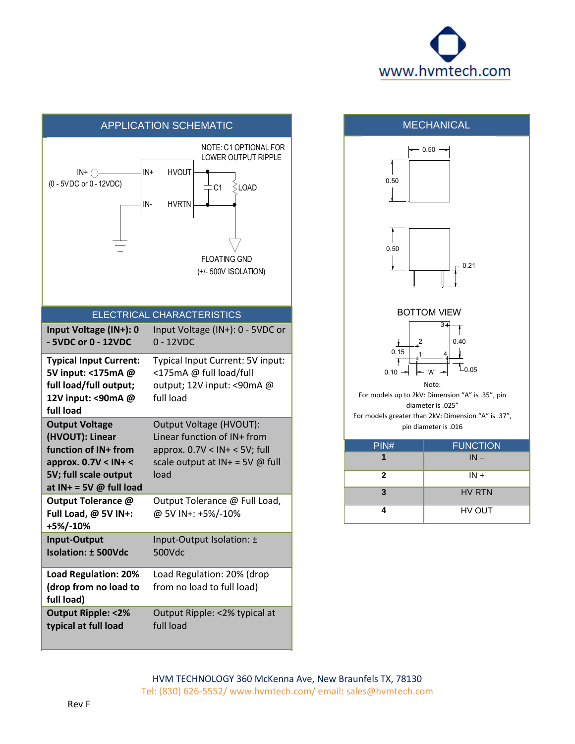## APPLICATION SCHEMATIC

NOTE: C1 OPTIONAL FOR LOWER OUTPUT RIPPLE

IN+ (0 - 5VDC or 0 - 12VDC)

IN+ HVOUT

IN- HVRTN

C1 LOAD

FLOATING GND (+/- 500V ISOLATION)

## ELECTRICAL CHARACTERISTICS

| | |
|---|---|
| **Input Voltage (IN+): 0 - 5VDC or 0 - 12VDC** | Input Voltage (IN+): 0 - 5VDC or 0 - 12VDC |
| **Typical Input Current: 5V input: <175mA @ full load/full output; 12V input: <90mA @ full load** | Typical Input Current: 5V input: <175mA @ full load/full output; 12V input: <90mA @ full load |
| **Output Voltage (HVOUT): Linear function of IN+ from approx. 0.7V < IN+ < 5V; full scale output at IN+ = 5V @ full load** | Output Voltage (HVOUT): Linear function of IN+ from approx. 0.7V < IN+ < 5V; full scale output at IN+ = 5V @ full load |
| **Output Tolerance @ Full Load, @ 5V IN+: +5%/-10%** | Output Tolerance @ Full Load, @ 5V IN+: +5%/-10% |
| **Input-Output Isolation: ± 500Vdc** | Input-Output Isolation: ± 500Vdc |
| **Load Regulation: 20% (drop from no load to full load)** | Load Regulation: 20% (drop from no load to full load) |
| **Output Ripple: <2% typical at full load** | Output Ripple: <2% typical at full load |

## MECHANICAL

0.50

0.50

0.50

0.21

BOTTOM VIEW

0.40

0.15

0.10 "A" 0.05

Note:
For models up to 2kV: Dimension "A" is .35", pin diameter is .025"
For models greater than 2kV: Dimension "A" is .37", pin diameter is .016

| PIN# | FUNCTION |
|---|---|
| 1 | IN – |
| 2 | IN + |
| 3 | HV RTN |
| 4 | HV OUT |

HVM TECHNOLOGY 360 McKenna Ave, New Braunfels TX, 78130
Tel: (830) 626-5552/ www.hvmtech.com/ email: sales@hvmtech.com

Rev F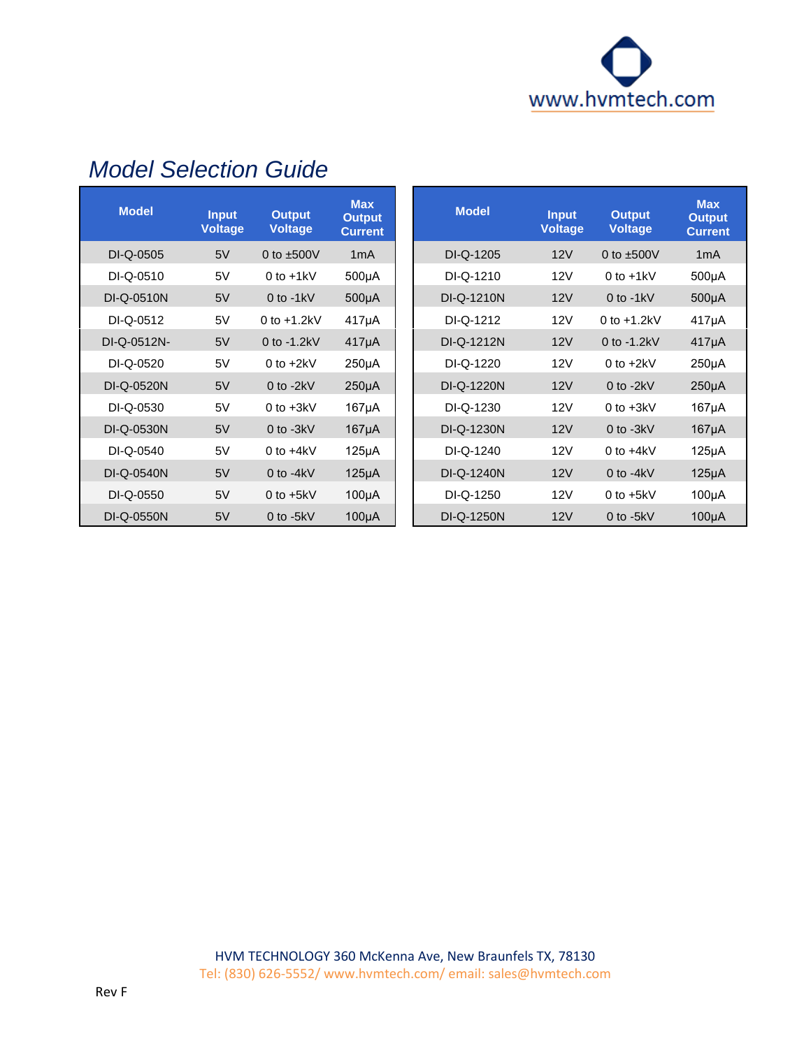## *Model Selection Guide*

| Model | Input Voltage | Output Voltage | Max Output Current |
|---|---|---|---|
| DI-Q-0505 | 5V | 0 to ±500V | 1mA |
| DI-Q-0510 | 5V | 0 to +1kV | 500µA |
| DI-Q-0510N | 5V | 0 to -1kV | 500µA |
| DI-Q-0512 | 5V | 0 to +1.2kV | 417µA |
| DI-Q-0512N- | 5V | 0 to -1.2kV | 417µA |
| DI-Q-0520 | 5V | 0 to +2kV | 250µA |
| DI-Q-0520N | 5V | 0 to -2kV | 250µA |
| DI-Q-0530 | 5V | 0 to +3kV | 167µA |
| DI-Q-0530N | 5V | 0 to -3kV | 167µA |
| DI-Q-0540 | 5V | 0 to +4kV | 125µA |
| DI-Q-0540N | 5V | 0 to -4kV | 125µA |
| DI-Q-0550 | 5V | 0 to +5kV | 100µA |
| DI-Q-0550N | 5V | 0 to -5kV | 100µA |

| Model | Input Voltage | Output Voltage | Max Output Current |
|---|---|---|---|
| DI-Q-1205 | 12V | 0 to ±500V | 1mA |
| DI-Q-1210 | 12V | 0 to +1kV | 500µA |
| DI-Q-1210N | 12V | 0 to -1kV | 500µA |
| DI-Q-1212 | 12V | 0 to +1.2kV | 417µA |
| DI-Q-1212N | 12V | 0 to -1.2kV | 417µA |
| DI-Q-1220 | 12V | 0 to +2kV | 250µA |
| DI-Q-1220N | 12V | 0 to -2kV | 250µA |
| DI-Q-1230 | 12V | 0 to +3kV | 167µA |
| DI-Q-1230N | 12V | 0 to -3kV | 167µA |
| DI-Q-1240 | 12V | 0 to +4kV | 125µA |
| DI-Q-1240N | 12V | 0 to -4kV | 125µA |
| DI-Q-1250 | 12V | 0 to +5kV | 100µA |
| DI-Q-1250N | 12V | 0 to -5kV | 100µA |

Rev F